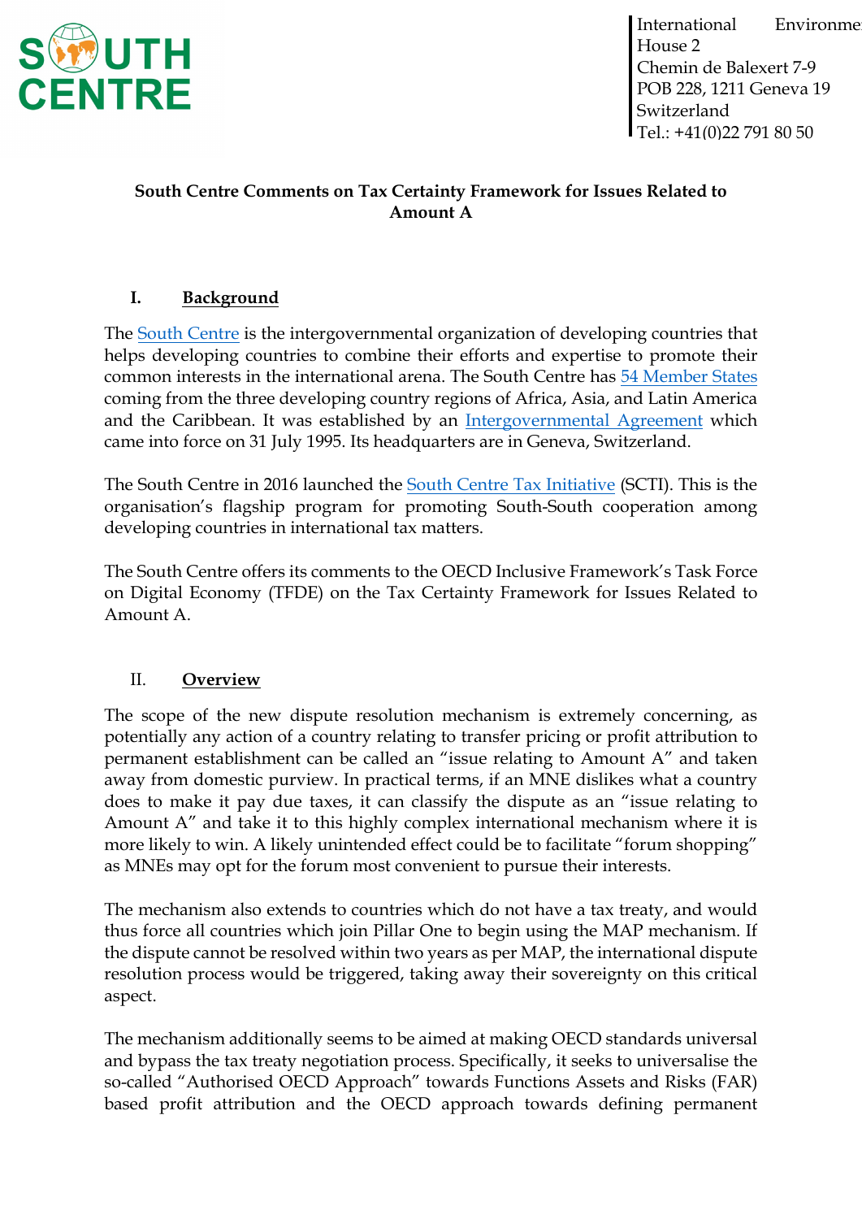SOUTH CENTRE

International Environment House 2
Chemin de Balexert 7-9
POB 228, 1211 Geneva 19
Switzerland
Tel.: +41(0)22 791 80 50

**South Centre Comments on Tax Certainty Framework for Issues Related to Amount A**

## I. Background

The South Centre is the intergovernmental organization of developing countries that helps developing countries to combine their efforts and expertise to promote their common interests in the international arena. The South Centre has 54 Member States coming from the three developing country regions of Africa, Asia, and Latin America and the Caribbean. It was established by an Intergovernmental Agreement which came into force on 31 July 1995. Its headquarters are in Geneva, Switzerland.

The South Centre in 2016 launched the South Centre Tax Initiative (SCTI). This is the organisation's flagship program for promoting South-South cooperation among developing countries in international tax matters.

The South Centre offers its comments to the OECD Inclusive Framework's Task Force on Digital Economy (TFDE) on the Tax Certainty Framework for Issues Related to Amount A.

## II. Overview

The scope of the new dispute resolution mechanism is extremely concerning, as potentially any action of a country relating to transfer pricing or profit attribution to permanent establishment can be called an "issue relating to Amount A" and taken away from domestic purview. In practical terms, if an MNE dislikes what a country does to make it pay due taxes, it can classify the dispute as an "issue relating to Amount A" and take it to this highly complex international mechanism where it is more likely to win. A likely unintended effect could be to facilitate "forum shopping" as MNEs may opt for the forum most convenient to pursue their interests.

The mechanism also extends to countries which do not have a tax treaty, and would thus force all countries which join Pillar One to begin using the MAP mechanism. If the dispute cannot be resolved within two years as per MAP, the international dispute resolution process would be triggered, taking away their sovereignty on this critical aspect.

The mechanism additionally seems to be aimed at making OECD standards universal and bypass the tax treaty negotiation process. Specifically, it seeks to universalise the so-called "Authorised OECD Approach" towards Functions Assets and Risks (FAR) based profit attribution and the OECD approach towards defining permanent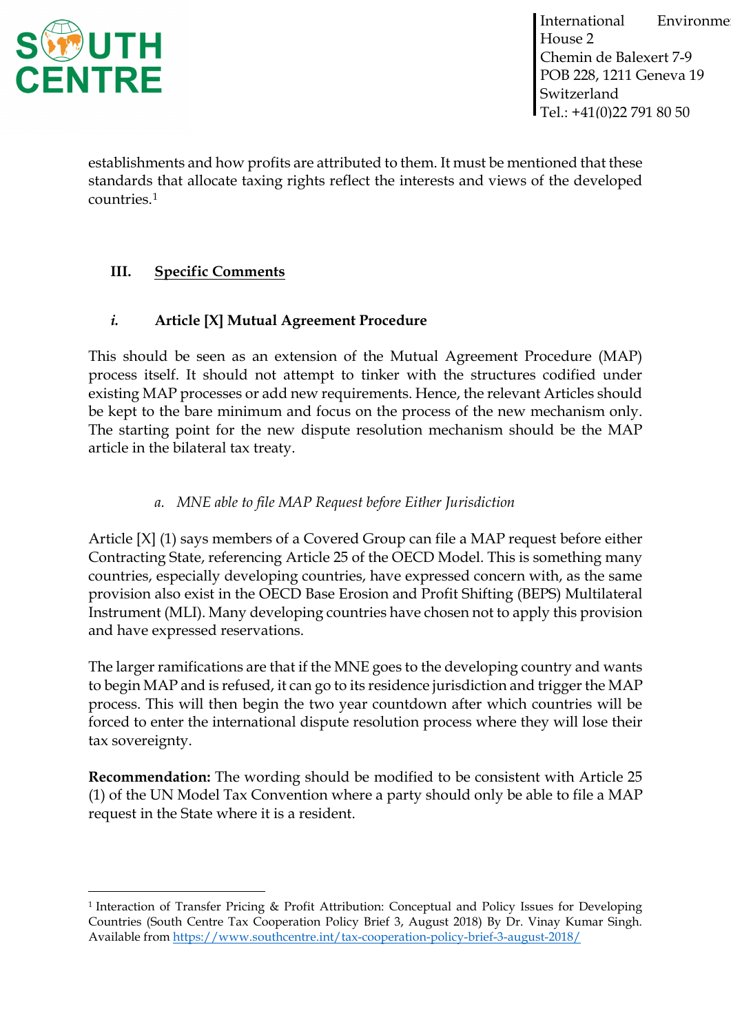establishments and how profits are attributed to them. It must be mentioned that these standards that allocate taxing rights reflect the interests and views of the developed countries.[1]

## III. Specific Comments

### *i.* Article [X] Mutual Agreement Procedure

This should be seen as an extension of the Mutual Agreement Procedure (MAP) process itself. It should not attempt to tinker with the structures codified under existing MAP processes or add new requirements. Hence, the relevant Articles should be kept to the bare minimum and focus on the process of the new mechanism only. The starting point for the new dispute resolution mechanism should be the MAP article in the bilateral tax treaty.

#### *a. MNE able to file MAP Request before Either Jurisdiction*

Article [X] (1) says members of a Covered Group can file a MAP request before either Contracting State, referencing Article 25 of the OECD Model. This is something many countries, especially developing countries, have expressed concern with, as the same provision also exist in the OECD Base Erosion and Profit Shifting (BEPS) Multilateral Instrument (MLI). Many developing countries have chosen not to apply this provision and have expressed reservations.

The larger ramifications are that if the MNE goes to the developing country and wants to begin MAP and is refused, it can go to its residence jurisdiction and trigger the MAP process. This will then begin the two year countdown after which countries will be forced to enter the international dispute resolution process where they will lose their tax sovereignty.

**Recommendation:** The wording should be modified to be consistent with Article 25 (1) of the UN Model Tax Convention where a party should only be able to file a MAP request in the State where it is a resident.

---

[1] Interaction of Transfer Pricing & Profit Attribution: Conceptual and Policy Issues for Developing Countries (South Centre Tax Cooperation Policy Brief 3, August 2018) By Dr. Vinay Kumar Singh. Available from https://www.southcentre.int/tax-cooperation-policy-brief-3-august-2018/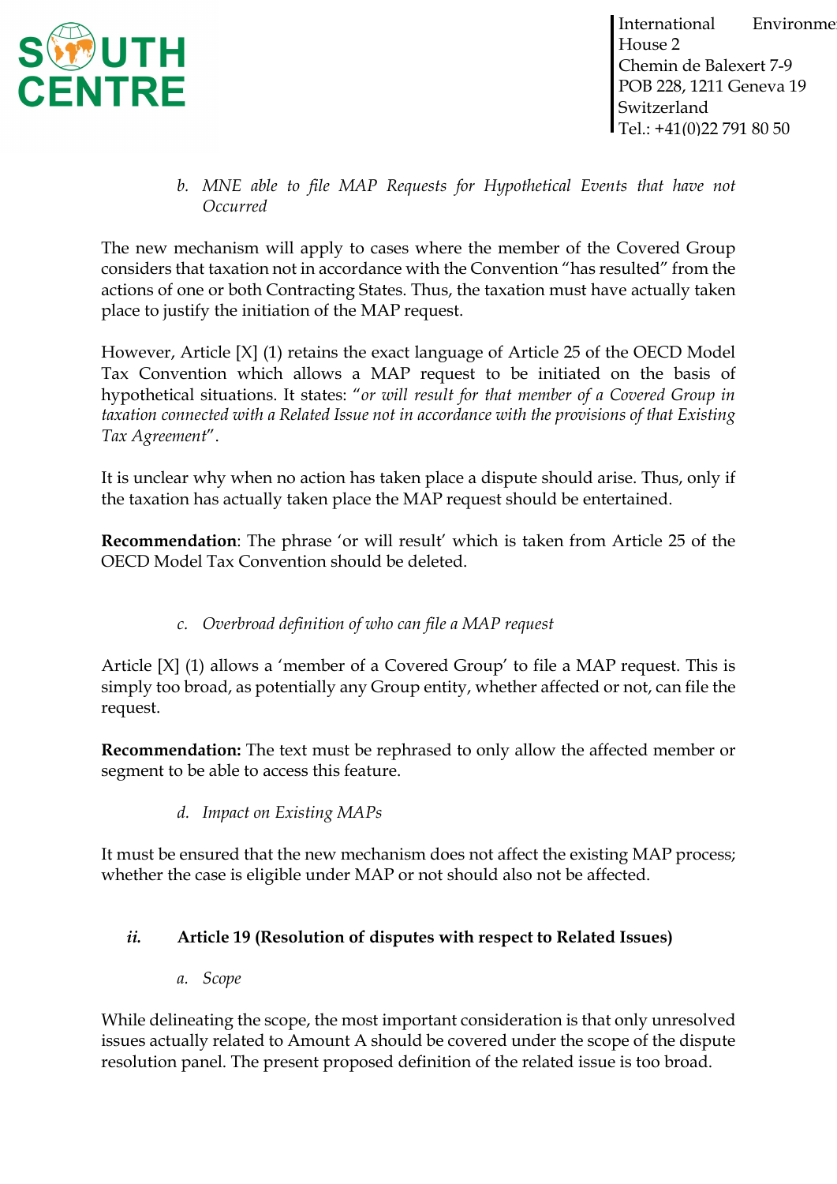*b. MNE able to file MAP Requests for Hypothetical Events that have not Occurred*

The new mechanism will apply to cases where the member of the Covered Group considers that taxation not in accordance with the Convention "has resulted" from the actions of one or both Contracting States. Thus, the taxation must have actually taken place to justify the initiation of the MAP request.

However, Article [X] (1) retains the exact language of Article 25 of the OECD Model Tax Convention which allows a MAP request to be initiated on the basis of hypothetical situations. It states: "*or will result for that member of a Covered Group in taxation connected with a Related Issue not in accordance with the provisions of that Existing Tax Agreement*".

It is unclear why when no action has taken place a dispute should arise. Thus, only if the taxation has actually taken place the MAP request should be entertained.

**Recommendation**: The phrase 'or will result' which is taken from Article 25 of the OECD Model Tax Convention should be deleted.

*c. Overbroad definition of who can file a MAP request*

Article [X] (1) allows a 'member of a Covered Group' to file a MAP request. This is simply too broad, as potentially any Group entity, whether affected or not, can file the request.

**Recommendation:** The text must be rephrased to only allow the affected member or segment to be able to access this feature.

*d. Impact on Existing MAPs*

It must be ensured that the new mechanism does not affect the existing MAP process; whether the case is eligible under MAP or not should also not be affected.

### *ii.* Article 19 (Resolution of disputes with respect to Related Issues)

*a. Scope*

While delineating the scope, the most important consideration is that only unresolved issues actually related to Amount A should be covered under the scope of the dispute resolution panel. The present proposed definition of the related issue is too broad.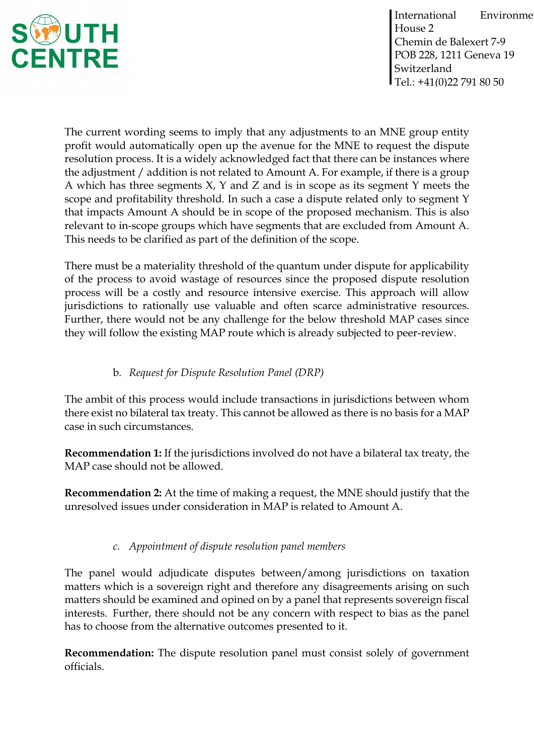The current wording seems to imply that any adjustments to an MNE group entity profit would automatically open up the avenue for the MNE to request the dispute resolution process. It is a widely acknowledged fact that there can be instances where the adjustment / addition is not related to Amount A. For example, if there is a group A which has three segments X, Y and Z and is in scope as its segment Y meets the scope and profitability threshold. In such a case a dispute related only to segment Y that impacts Amount A should be in scope of the proposed mechanism. This is also relevant to in-scope groups which have segments that are excluded from Amount A. This needs to be clarified as part of the definition of the scope.

There must be a materiality threshold of the quantum under dispute for applicability of the process to avoid wastage of resources since the proposed dispute resolution process will be a costly and resource intensive exercise. This approach will allow jurisdictions to rationally use valuable and often scarce administrative resources. Further, there would not be any challenge for the below threshold MAP cases since they will follow the existing MAP route which is already subjected to peer-review.

b. *Request for Dispute Resolution Panel (DRP)*

The ambit of this process would include transactions in jurisdictions between whom there exist no bilateral tax treaty. This cannot be allowed as there is no basis for a MAP case in such circumstances.

**Recommendation 1:** If the jurisdictions involved do not have a bilateral tax treaty, the MAP case should not be allowed.

**Recommendation 2:** At the time of making a request, the MNE should justify that the unresolved issues under consideration in MAP is related to Amount A.

c. *Appointment of dispute resolution panel members*

The panel would adjudicate disputes between/among jurisdictions on taxation matters which is a sovereign right and therefore any disagreements arising on such matters should be examined and opined on by a panel that represents sovereign fiscal interests. Further, there should not be any concern with respect to bias as the panel has to choose from the alternative outcomes presented to it.

**Recommendation:** The dispute resolution panel must consist solely of government officials.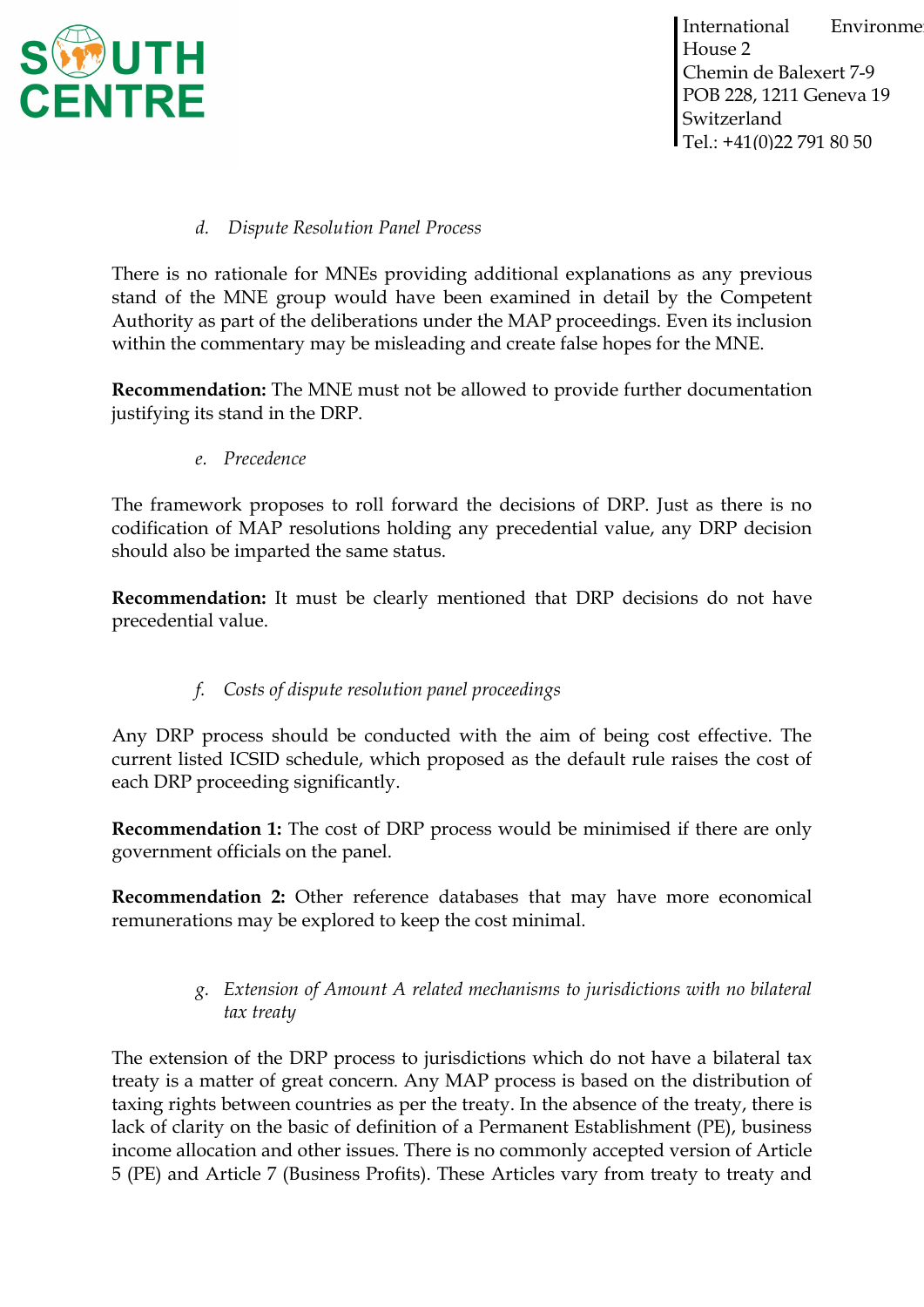*d. Dispute Resolution Panel Process*

There is no rationale for MNEs providing additional explanations as any previous stand of the MNE group would have been examined in detail by the Competent Authority as part of the deliberations under the MAP proceedings. Even its inclusion within the commentary may be misleading and create false hopes for the MNE.

**Recommendation:** The MNE must not be allowed to provide further documentation justifying its stand in the DRP.

*e. Precedence*

The framework proposes to roll forward the decisions of DRP. Just as there is no codification of MAP resolutions holding any precedential value, any DRP decision should also be imparted the same status.

**Recommendation:** It must be clearly mentioned that DRP decisions do not have precedential value.

*f. Costs of dispute resolution panel proceedings*

Any DRP process should be conducted with the aim of being cost effective. The current listed ICSID schedule, which proposed as the default rule raises the cost of each DRP proceeding significantly.

**Recommendation 1:** The cost of DRP process would be minimised if there are only government officials on the panel.

**Recommendation 2:** Other reference databases that may have more economical remunerations may be explored to keep the cost minimal.

*g. Extension of Amount A related mechanisms to jurisdictions with no bilateral tax treaty*

The extension of the DRP process to jurisdictions which do not have a bilateral tax treaty is a matter of great concern. Any MAP process is based on the distribution of taxing rights between countries as per the treaty. In the absence of the treaty, there is lack of clarity on the basic of definition of a Permanent Establishment (PE), business income allocation and other issues. There is no commonly accepted version of Article 5 (PE) and Article 7 (Business Profits). These Articles vary from treaty to treaty and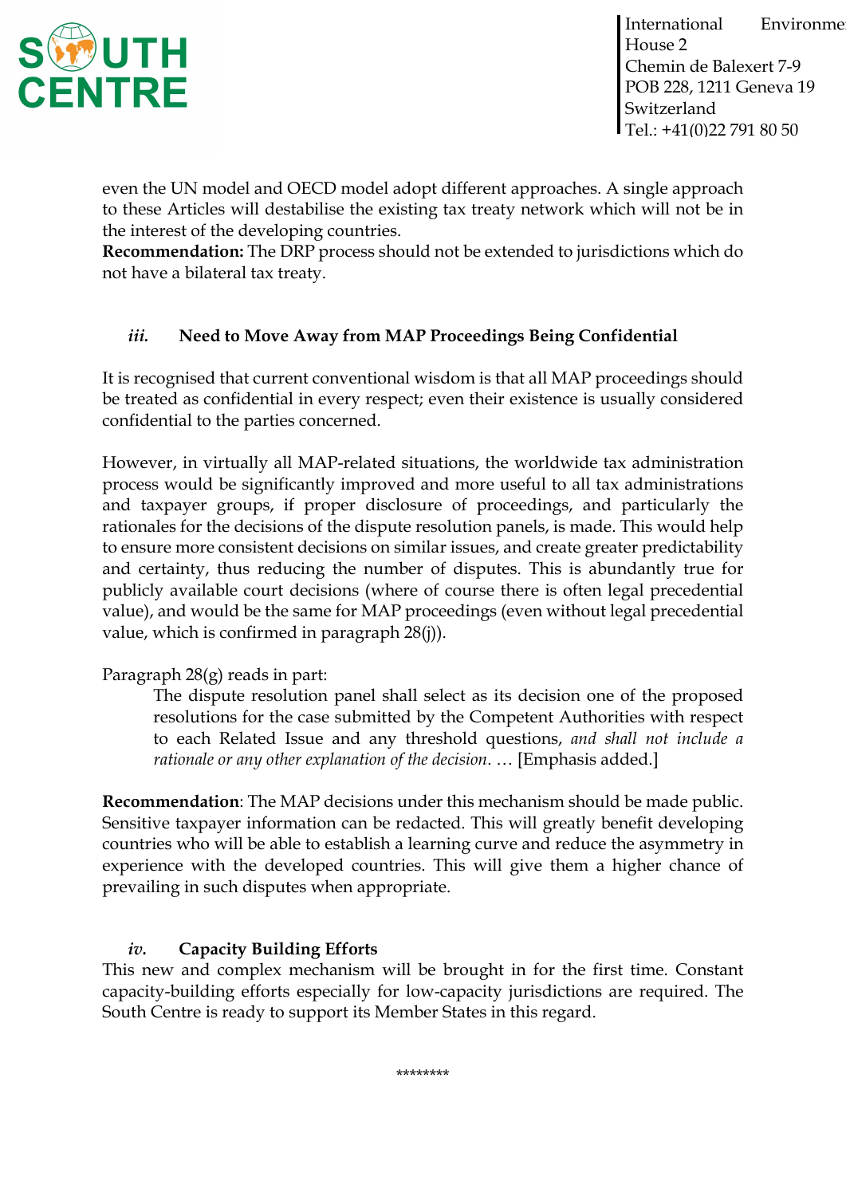even the UN model and OECD model adopt different approaches. A single approach to these Articles will destabilise the existing tax treaty network which will not be in the interest of the developing countries.

**Recommendation:** The DRP process should not be extended to jurisdictions which do not have a bilateral tax treaty.

### *iii.* Need to Move Away from MAP Proceedings Being Confidential

It is recognised that current conventional wisdom is that all MAP proceedings should be treated as confidential in every respect; even their existence is usually considered confidential to the parties concerned.

However, in virtually all MAP-related situations, the worldwide tax administration process would be significantly improved and more useful to all tax administrations and taxpayer groups, if proper disclosure of proceedings, and particularly the rationales for the decisions of the dispute resolution panels, is made. This would help to ensure more consistent decisions on similar issues, and create greater predictability and certainty, thus reducing the number of disputes. This is abundantly true for publicly available court decisions (where of course there is often legal precedential value), and would be the same for MAP proceedings (even without legal precedential value, which is confirmed in paragraph 28(j)).

Paragraph 28(g) reads in part:

> The dispute resolution panel shall select as its decision one of the proposed resolutions for the case submitted by the Competent Authorities with respect to each Related Issue and any threshold questions, *and shall not include a rationale or any other explanation of the decision*. … [Emphasis added.]

**Recommendation**: The MAP decisions under this mechanism should be made public. Sensitive taxpayer information can be redacted. This will greatly benefit developing countries who will be able to establish a learning curve and reduce the asymmetry in experience with the developed countries. This will give them a higher chance of prevailing in such disputes when appropriate.

### *iv.* Capacity Building Efforts

This new and complex mechanism will be brought in for the first time. Constant capacity-building efforts especially for low-capacity jurisdictions are required. The South Centre is ready to support its Member States in this regard.

********